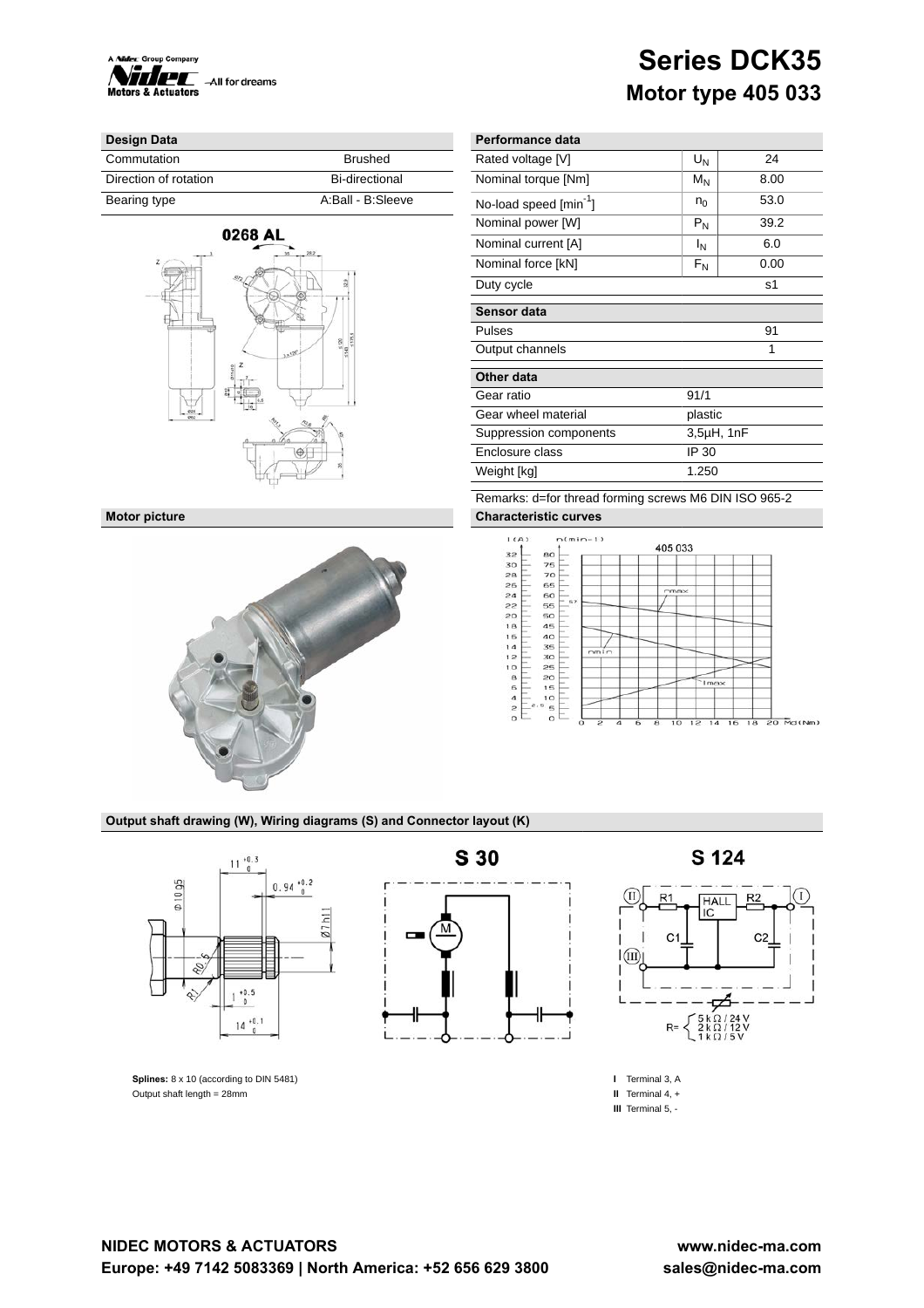# Series DCK35

## Motor type 405 033

| Design Data | |
|---|---|
| Commutation | Brushed |
| Direction of rotation | Bi-directional |
| Bearing type | A:Ball - B:Sleeve |

0268 AL

| Performance data | | |
|---|---|---|
| Rated voltage [V] | $U_N$ | 24 |
| Nominal torque [Nm] | $M_N$ | 8.00 |
| No-load speed [min$^{-1}$] | $n_0$ | 53.0 |
| Nominal power [W] | $P_N$ | 39.2 |
| Nominal current [A] | $I_N$ | 6.0 |
| Nominal force [kN] | $F_N$ | 0.00 |
| Duty cycle | | s1 |

| Sensor data | |
|---|---|
| Pulses | 91 |
| Output channels | 1 |

| Other data | |
|---|---|
| Gear ratio | 91/1 |
| Gear wheel material | plastic |
| Suppression components | 3,5µH, 1nF |
| Enclosure class | IP 30 |
| Weight [kg] | 1.250 |

Remarks: d=for thread forming screws M6 DIN ISO 965-2

**Motor picture**

**Characteristic curves**

405 033

**Output shaft drawing (W), Wiring diagrams (S) and Connector layout (K)**

S 30

S 124

R= 5 kΩ / 24 V, 2 kΩ / 12 V, 1 kΩ / 5 V

**Splines:** 8 x 10 (according to DIN 5481)
Output shaft length = 28mm

**I** Terminal 3, A
**II** Terminal 4, +
**III** Terminal 5, -

**NIDEC MOTORS & ACTUATORS**
**Europe: +49 7142 5083369 | North America: +52 656 629 3800**

**www.nidec-ma.com**
**sales@nidec-ma.com**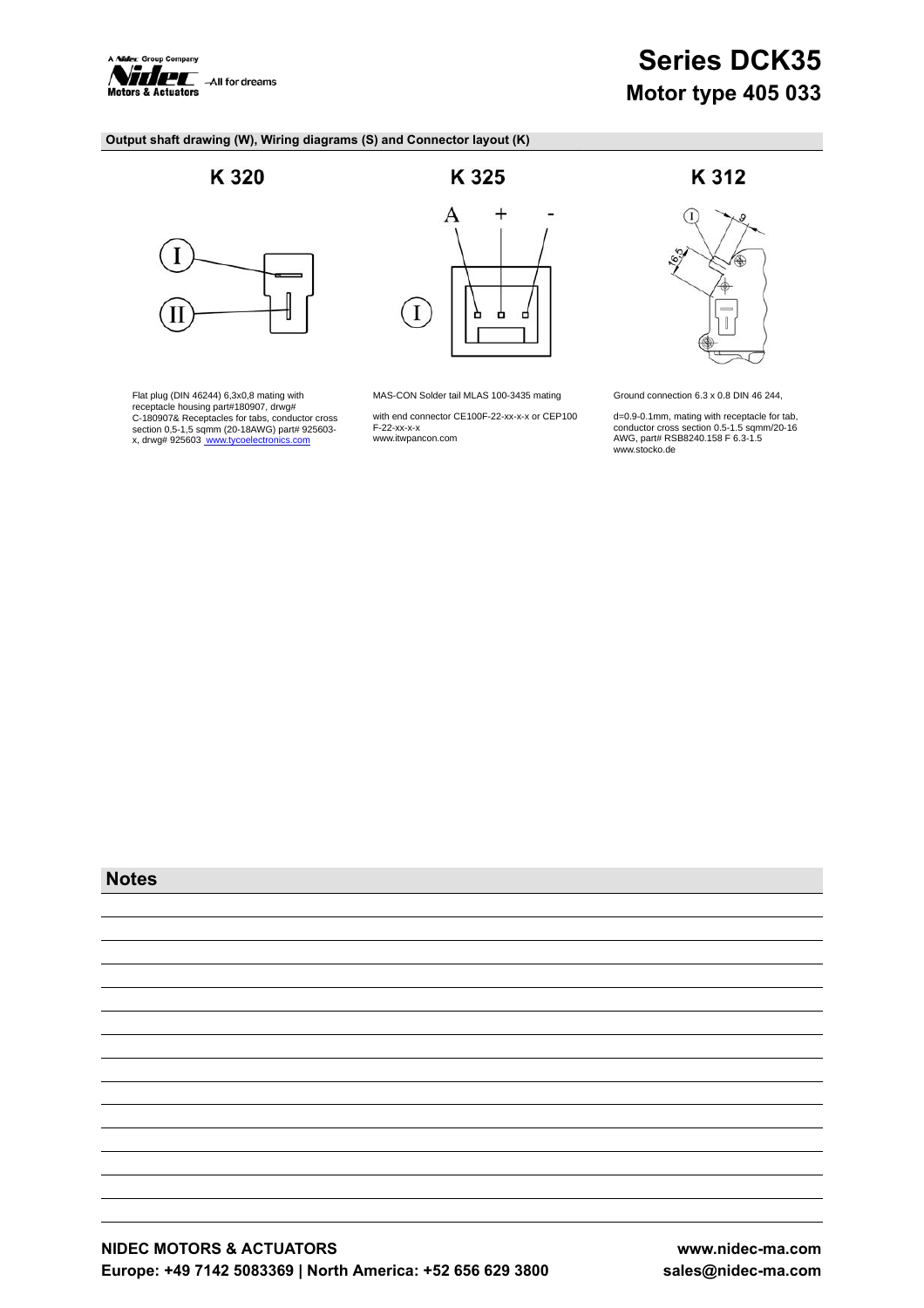## Output shaft drawing (W), Wiring diagrams (S) and Connector layout (K)

### K 320

I

II

Flat plug (DIN 46244) 6,3x0,8 mating with receptacle housing part#180907, drwg# C-180907& Receptacles for tabs, conductor cross section 0,5-1,5 sqmm (20-18AWG) part# 925603-x, drwg# 925603 [www.tycoelectronics.com](www.tycoelectronics.com)

### K 325

A + -

I

MAS-CON Solder tail MLAS 100-3435 mating

with end connector CE100F-22-xx-x-x or CEP100 F-22-xx-x-x
www.itwpancon.com

### K 312

I

9

16,5

Ground connection 6.3 x 0.8 DIN 46 244,

d=0.9-0.1mm, mating with receptacle for tab, conductor cross section 0.5-1.5 sqmm/20-16 AWG, part# RSB8240.158 F 6.3-1.5
www.stocko.de

## Notes

**NIDEC MOTORS & ACTUATORS**
**Europe: +49 7142 5083369 | North America: +52 656 629 3800**

**www.nidec-ma.com**
**sales@nidec-ma.com**